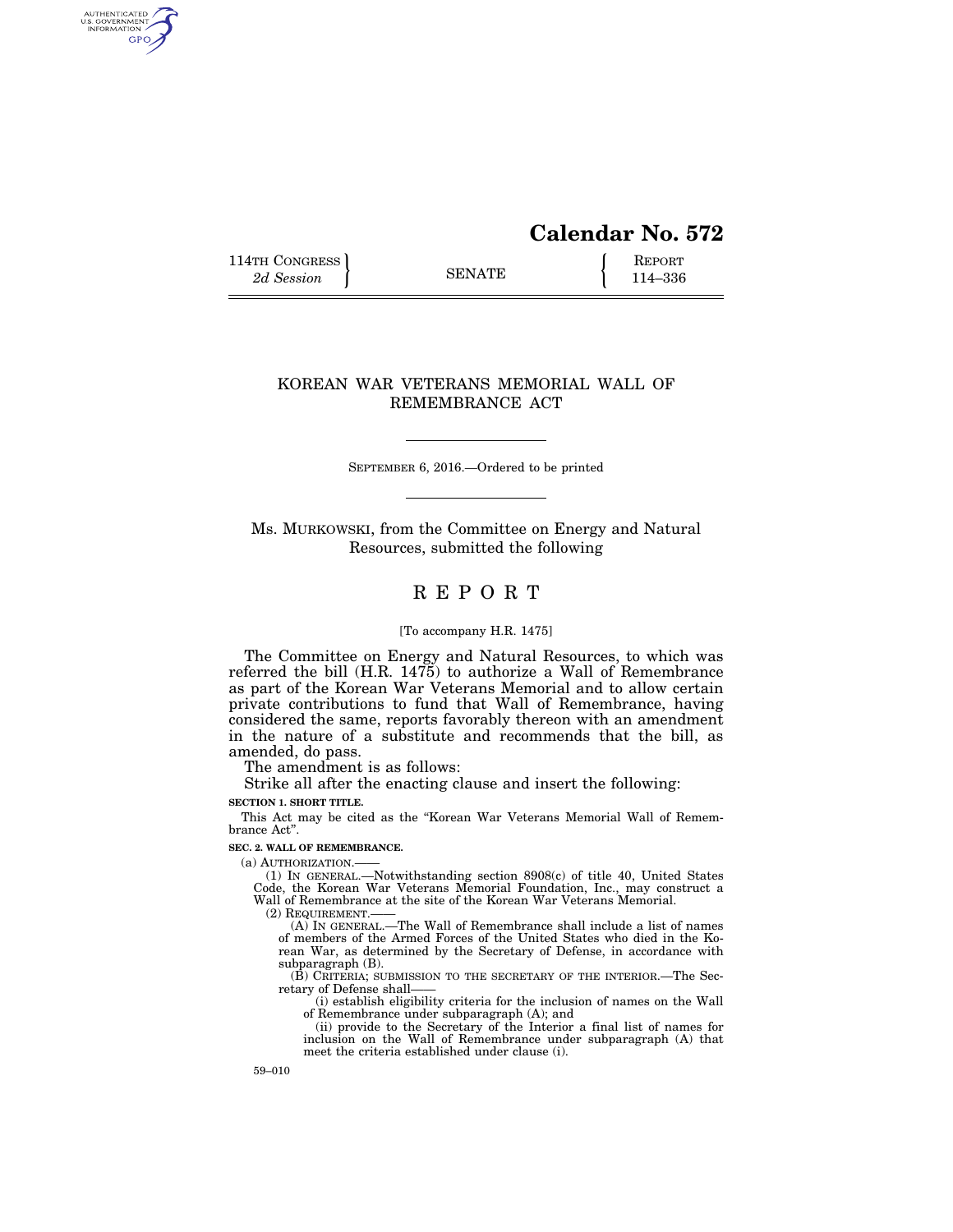# Calendar No. 572

114TH CONGRESS
*2d Session*

SENATE

REPORT
114–336

## KOREAN WAR VETERANS MEMORIAL WALL OF REMEMBRANCE ACT

SEPTEMBER 6, 2016.—Ordered to be printed

Ms. MURKOWSKI, from the Committee on Energy and Natural Resources, submitted the following

# REPORT

[To accompany H.R. 1475]

The Committee on Energy and Natural Resources, to which was referred the bill (H.R. 1475) to authorize a Wall of Remembrance as part of the Korean War Veterans Memorial and to allow certain private contributions to fund that Wall of Remembrance, having considered the same, reports favorably thereon with an amendment in the nature of a substitute and recommends that the bill, as amended, do pass.

The amendment is as follows:

Strike all after the enacting clause and insert the following:

**SECTION 1. SHORT TITLE.**

This Act may be cited as the "Korean War Veterans Memorial Wall of Remembrance Act".

**SEC. 2. WALL OF REMEMBRANCE.**

(a) AUTHORIZATION.——

(1) IN GENERAL.—Notwithstanding section 8908(c) of title 40, United States Code, the Korean War Veterans Memorial Foundation, Inc., may construct a Wall of Remembrance at the site of the Korean War Veterans Memorial.

(2) REQUIREMENT.——

(A) IN GENERAL.—The Wall of Remembrance shall include a list of names of members of the Armed Forces of the United States who died in the Korean War, as determined by the Secretary of Defense, in accordance with subparagraph (B).

(B) CRITERIA; SUBMISSION TO THE SECRETARY OF THE INTERIOR.—The Secretary of Defense shall——

(i) establish eligibility criteria for the inclusion of names on the Wall of Remembrance under subparagraph (A); and

(ii) provide to the Secretary of the Interior a final list of names for inclusion on the Wall of Remembrance under subparagraph (A) that meet the criteria established under clause (i).

59–010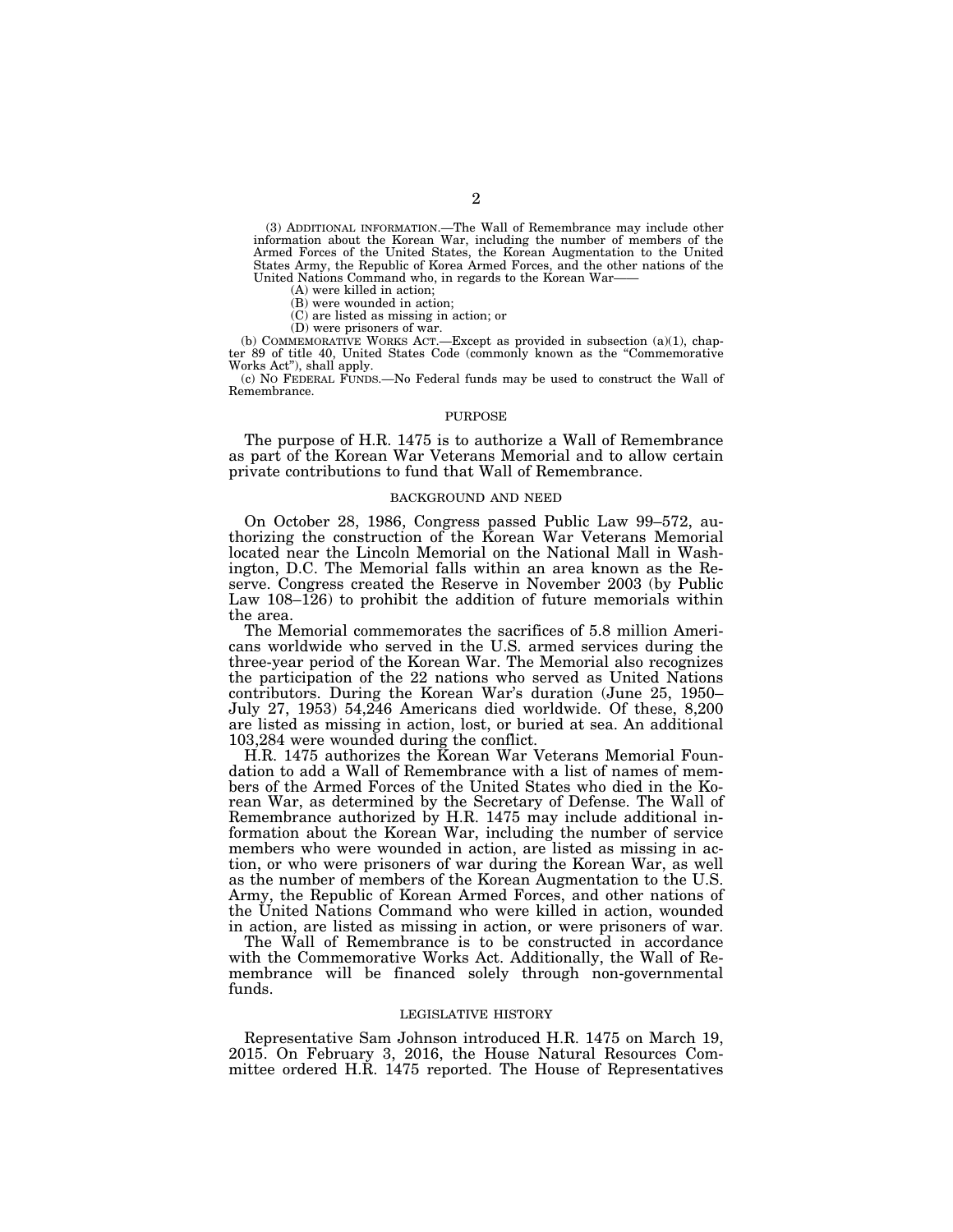(3) ADDITIONAL INFORMATION.—The Wall of Remembrance may include other information about the Korean War, including the number of members of the Armed Forces of the United States, the Korean Augmentation to the United States Army, the Republic of Korea Armed Forces, and the other nations of the United Nations Command who, in regards to the Korean War——

(A) were killed in action;

(B) were wounded in action;

(C) are listed as missing in action; or

(D) were prisoners of war.

(b) COMMEMORATIVE WORKS ACT.—Except as provided in subsection (a)(1), chapter 89 of title 40, United States Code (commonly known as the "Commemorative Works Act"), shall apply.

(c) NO FEDERAL FUNDS.—No Federal funds may be used to construct the Wall of Remembrance.

## PURPOSE

The purpose of H.R. 1475 is to authorize a Wall of Remembrance as part of the Korean War Veterans Memorial and to allow certain private contributions to fund that Wall of Remembrance.

## BACKGROUND AND NEED

On October 28, 1986, Congress passed Public Law 99–572, authorizing the construction of the Korean War Veterans Memorial located near the Lincoln Memorial on the National Mall in Washington, D.C. The Memorial falls within an area known as the Reserve. Congress created the Reserve in November 2003 (by Public Law 108–126) to prohibit the addition of future memorials within the area.

The Memorial commemorates the sacrifices of 5.8 million Americans worldwide who served in the U.S. armed services during the three-year period of the Korean War. The Memorial also recognizes the participation of the 22 nations who served as United Nations contributors. During the Korean War's duration (June 25, 1950–July 27, 1953) 54,246 Americans died worldwide. Of these, 8,200 are listed as missing in action, lost, or buried at sea. An additional 103,284 were wounded during the conflict.

H.R. 1475 authorizes the Korean War Veterans Memorial Foundation to add a Wall of Remembrance with a list of names of members of the Armed Forces of the United States who died in the Korean War, as determined by the Secretary of Defense. The Wall of Remembrance authorized by H.R. 1475 may include additional information about the Korean War, including the number of service members who were wounded in action, are listed as missing in action, or who were prisoners of war during the Korean War, as well as the number of members of the Korean Augmentation to the U.S. Army, the Republic of Korean Armed Forces, and other nations of the United Nations Command who were killed in action, wounded in action, are listed as missing in action, or were prisoners of war.

The Wall of Remembrance is to be constructed in accordance with the Commemorative Works Act. Additionally, the Wall of Remembrance will be financed solely through non-governmental funds.

## LEGISLATIVE HISTORY

Representative Sam Johnson introduced H.R. 1475 on March 19, 2015. On February 3, 2016, the House Natural Resources Committee ordered H.R. 1475 reported. The House of Representatives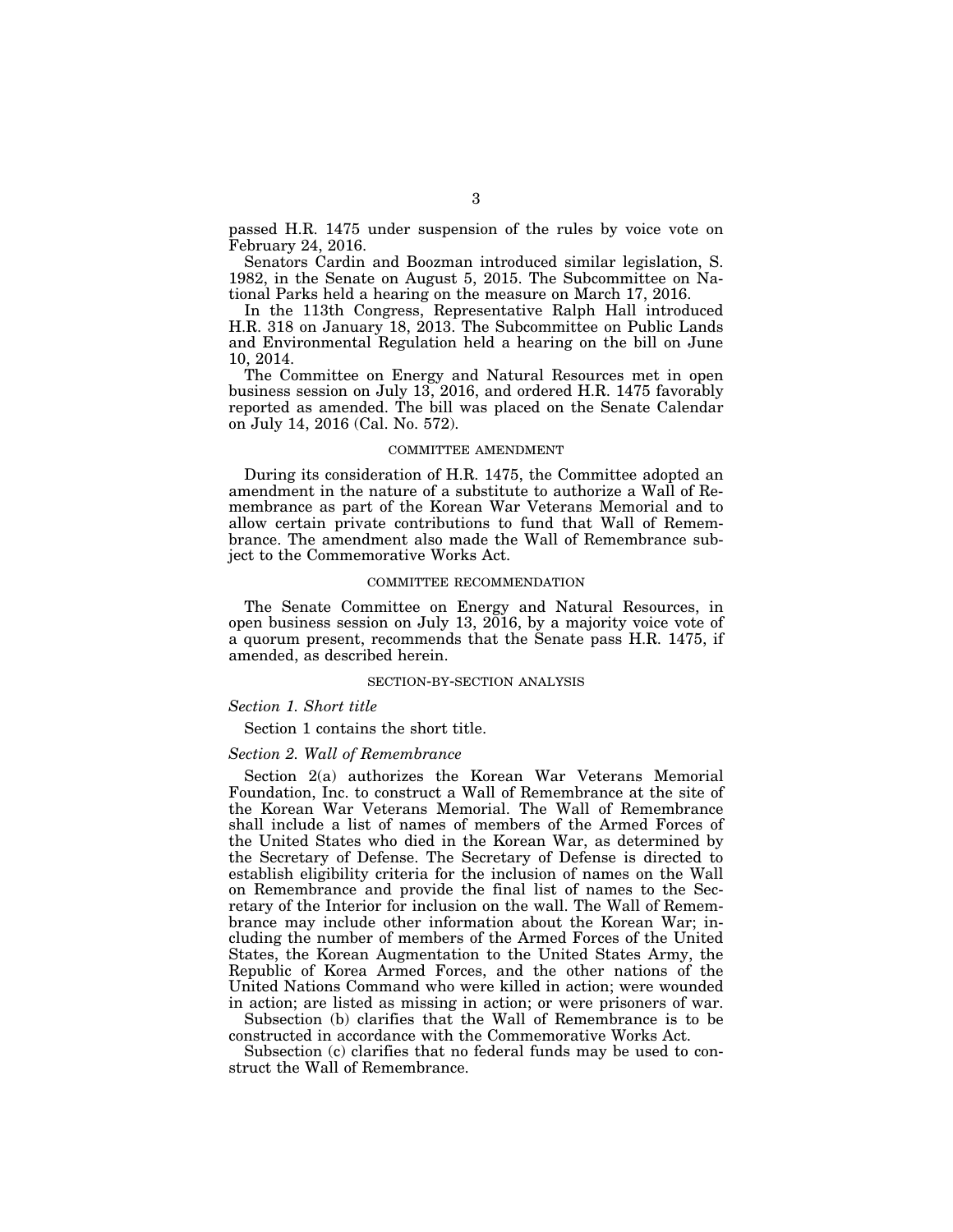passed H.R. 1475 under suspension of the rules by voice vote on February 24, 2016.

Senators Cardin and Boozman introduced similar legislation, S. 1982, in the Senate on August 5, 2015. The Subcommittee on National Parks held a hearing on the measure on March 17, 2016.

In the 113th Congress, Representative Ralph Hall introduced H.R. 318 on January 18, 2013. The Subcommittee on Public Lands and Environmental Regulation held a hearing on the bill on June 10, 2014.

The Committee on Energy and Natural Resources met in open business session on July 13, 2016, and ordered H.R. 1475 favorably reported as amended. The bill was placed on the Senate Calendar on July 14, 2016 (Cal. No. 572).

## COMMITTEE AMENDMENT

During its consideration of H.R. 1475, the Committee adopted an amendment in the nature of a substitute to authorize a Wall of Remembrance as part of the Korean War Veterans Memorial and to allow certain private contributions to fund that Wall of Remembrance. The amendment also made the Wall of Remembrance subject to the Commemorative Works Act.

## COMMITTEE RECOMMENDATION

The Senate Committee on Energy and Natural Resources, in open business session on July 13, 2016, by a majority voice vote of a quorum present, recommends that the Senate pass H.R. 1475, if amended, as described herein.

## SECTION-BY-SECTION ANALYSIS

### *Section 1. Short title*

Section 1 contains the short title.

### *Section 2. Wall of Remembrance*

Section 2(a) authorizes the Korean War Veterans Memorial Foundation, Inc. to construct a Wall of Remembrance at the site of the Korean War Veterans Memorial. The Wall of Remembrance shall include a list of names of members of the Armed Forces of the United States who died in the Korean War, as determined by the Secretary of Defense. The Secretary of Defense is directed to establish eligibility criteria for the inclusion of names on the Wall on Remembrance and provide the final list of names to the Secretary of the Interior for inclusion on the wall. The Wall of Remembrance may include other information about the Korean War; including the number of members of the Armed Forces of the United States, the Korean Augmentation to the United States Army, the Republic of Korea Armed Forces, and the other nations of the United Nations Command who were killed in action; were wounded in action; are listed as missing in action; or were prisoners of war.

Subsection (b) clarifies that the Wall of Remembrance is to be constructed in accordance with the Commemorative Works Act.

Subsection (c) clarifies that no federal funds may be used to construct the Wall of Remembrance.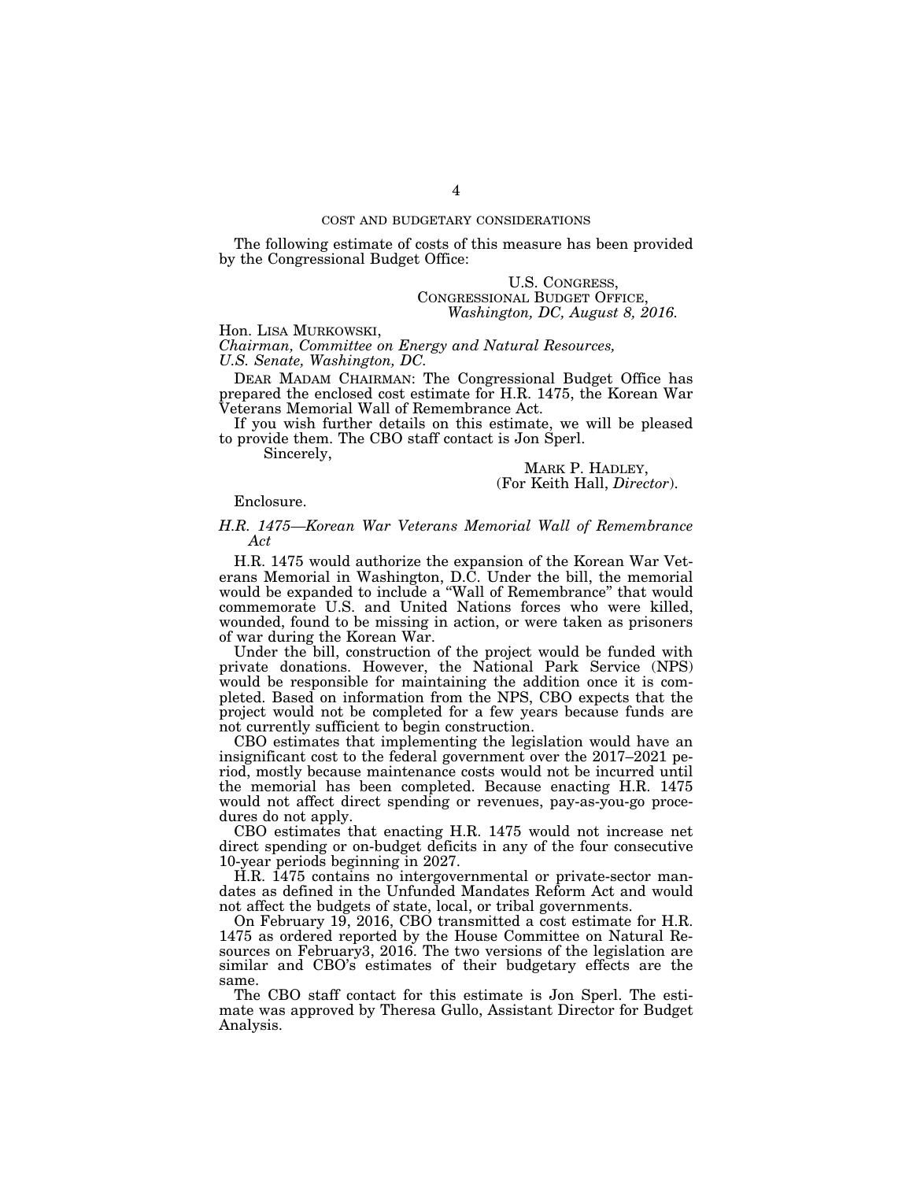## COST AND BUDGETARY CONSIDERATIONS

The following estimate of costs of this measure has been provided by the Congressional Budget Office:

U.S. CONGRESS,
CONGRESSIONAL BUDGET OFFICE,
*Washington, DC, August 8, 2016.*

Hon. LISA MURKOWSKI,
*Chairman, Committee on Energy and Natural Resources, U.S. Senate, Washington, DC.*

DEAR MADAM CHAIRMAN: The Congressional Budget Office has prepared the enclosed cost estimate for H.R. 1475, the Korean War Veterans Memorial Wall of Remembrance Act.

If you wish further details on this estimate, we will be pleased to provide them. The CBO staff contact is Jon Sperl.

Sincerely,

MARK P. HADLEY,
(For Keith Hall, *Director*).

Enclosure.

### *H.R. 1475—Korean War Veterans Memorial Wall of Remembrance Act*

H.R. 1475 would authorize the expansion of the Korean War Veterans Memorial in Washington, D.C. Under the bill, the memorial would be expanded to include a "Wall of Remembrance" that would commemorate U.S. and United Nations forces who were killed, wounded, found to be missing in action, or were taken as prisoners of war during the Korean War.

Under the bill, construction of the project would be funded with private donations. However, the National Park Service (NPS) would be responsible for maintaining the addition once it is completed. Based on information from the NPS, CBO expects that the project would not be completed for a few years because funds are not currently sufficient to begin construction.

CBO estimates that implementing the legislation would have an insignificant cost to the federal government over the 2017–2021 period, mostly because maintenance costs would not be incurred until the memorial has been completed. Because enacting H.R. 1475 would not affect direct spending or revenues, pay-as-you-go procedures do not apply.

CBO estimates that enacting H.R. 1475 would not increase net direct spending or on-budget deficits in any of the four consecutive 10-year periods beginning in 2027.

H.R. 1475 contains no intergovernmental or private-sector mandates as defined in the Unfunded Mandates Reform Act and would not affect the budgets of state, local, or tribal governments.

On February 19, 2016, CBO transmitted a cost estimate for H.R. 1475 as ordered reported by the House Committee on Natural Resources on February3, 2016. The two versions of the legislation are similar and CBO's estimates of their budgetary effects are the same.

The CBO staff contact for this estimate is Jon Sperl. The estimate was approved by Theresa Gullo, Assistant Director for Budget Analysis.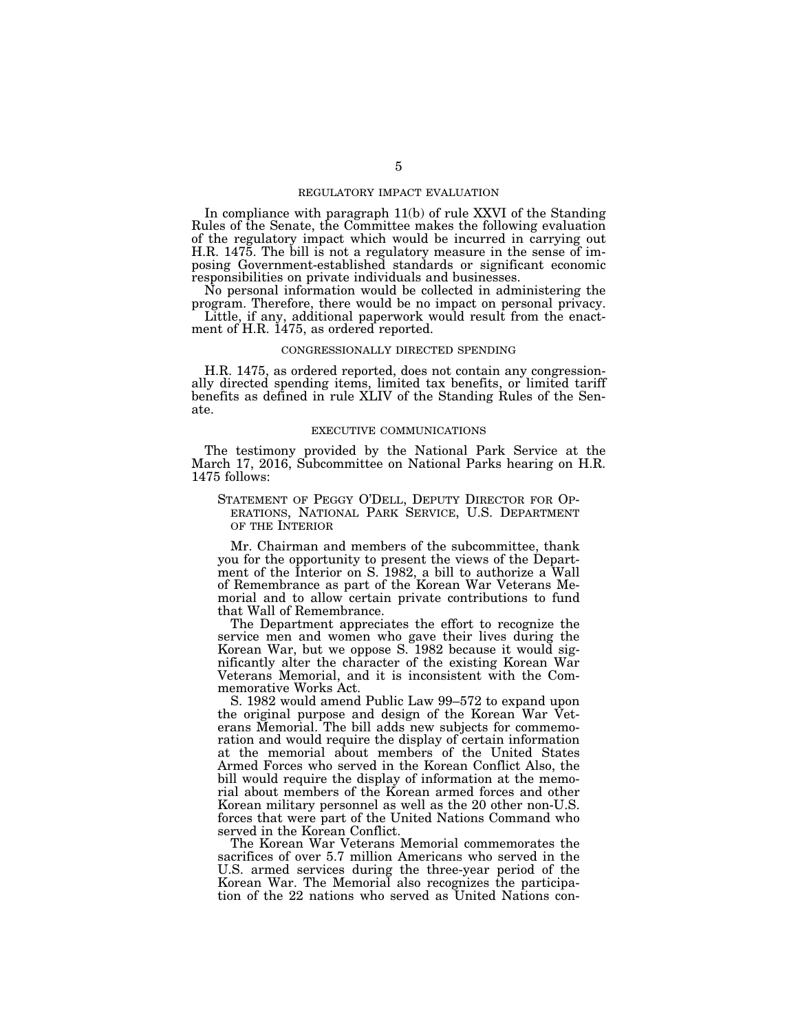## REGULATORY IMPACT EVALUATION

In compliance with paragraph 11(b) of rule XXVI of the Standing Rules of the Senate, the Committee makes the following evaluation of the regulatory impact which would be incurred in carrying out H.R. 1475. The bill is not a regulatory measure in the sense of imposing Government-established standards or significant economic responsibilities on private individuals and businesses.

No personal information would be collected in administering the program. Therefore, there would be no impact on personal privacy.

Little, if any, additional paperwork would result from the enactment of H.R. 1475, as ordered reported.

## CONGRESSIONALLY DIRECTED SPENDING

H.R. 1475, as ordered reported, does not contain any congressionally directed spending items, limited tax benefits, or limited tariff benefits as defined in rule XLIV of the Standing Rules of the Senate.

## EXECUTIVE COMMUNICATIONS

The testimony provided by the National Park Service at the March 17, 2016, Subcommittee on National Parks hearing on H.R. 1475 follows:

> STATEMENT OF PEGGY O'DELL, DEPUTY DIRECTOR FOR OPERATIONS, NATIONAL PARK SERVICE, U.S. DEPARTMENT OF THE INTERIOR
>
> Mr. Chairman and members of the subcommittee, thank you for the opportunity to present the views of the Department of the Interior on S. 1982, a bill to authorize a Wall of Remembrance as part of the Korean War Veterans Memorial and to allow certain private contributions to fund that Wall of Remembrance.
>
> The Department appreciates the effort to recognize the service men and women who gave their lives during the Korean War, but we oppose S. 1982 because it would significantly alter the character of the existing Korean War Veterans Memorial, and it is inconsistent with the Commemorative Works Act.
>
> S. 1982 would amend Public Law 99–572 to expand upon the original purpose and design of the Korean War Veterans Memorial. The bill adds new subjects for commemoration and would require the display of certain information at the memorial about members of the United States Armed Forces who served in the Korean Conflict Also, the bill would require the display of information at the memorial about members of the Korean armed forces and other Korean military personnel as well as the 20 other non-U.S. forces that were part of the United Nations Command who served in the Korean Conflict.
>
> The Korean War Veterans Memorial commemorates the sacrifices of over 5.7 million Americans who served in the U.S. armed services during the three-year period of the Korean War. The Memorial also recognizes the participation of the 22 nations who served as United Nations con-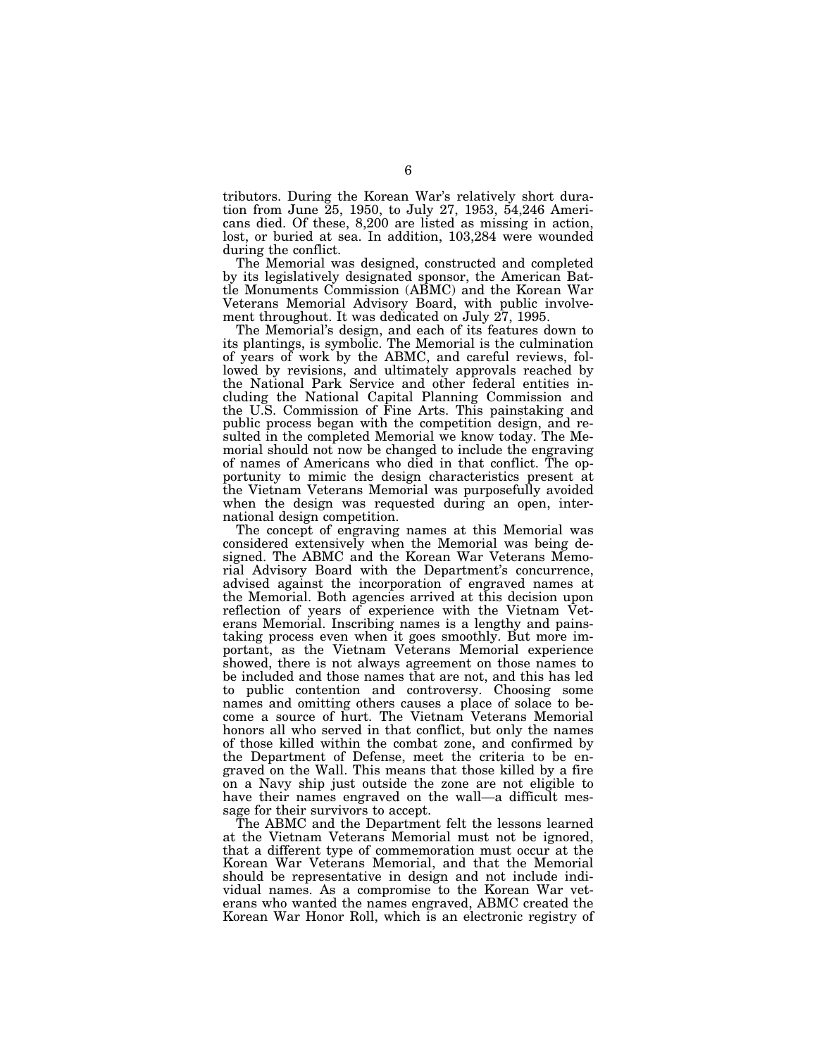tributors. During the Korean War's relatively short duration from June 25, 1950, to July 27, 1953, 54,246 Americans died. Of these, 8,200 are listed as missing in action, lost, or buried at sea. In addition, 103,284 were wounded during the conflict.

The Memorial was designed, constructed and completed by its legislatively designated sponsor, the American Battle Monuments Commission (ABMC) and the Korean War Veterans Memorial Advisory Board, with public involvement throughout. It was dedicated on July 27, 1995.

The Memorial's design, and each of its features down to its plantings, is symbolic. The Memorial is the culmination of years of work by the ABMC, and careful reviews, followed by revisions, and ultimately approvals reached by the National Park Service and other federal entities including the National Capital Planning Commission and the U.S. Commission of Fine Arts. This painstaking and public process began with the competition design, and resulted in the completed Memorial we know today. The Memorial should not now be changed to include the engraving of names of Americans who died in that conflict. The opportunity to mimic the design characteristics present at the Vietnam Veterans Memorial was purposefully avoided when the design was requested during an open, international design competition.

The concept of engraving names at this Memorial was considered extensively when the Memorial was being designed. The ABMC and the Korean War Veterans Memorial Advisory Board with the Department's concurrence, advised against the incorporation of engraved names at the Memorial. Both agencies arrived at this decision upon reflection of years of experience with the Vietnam Veterans Memorial. Inscribing names is a lengthy and painstaking process even when it goes smoothly. But more important, as the Vietnam Veterans Memorial experience showed, there is not always agreement on those names to be included and those names that are not, and this has led to public contention and controversy. Choosing some names and omitting others causes a place of solace to become a source of hurt. The Vietnam Veterans Memorial honors all who served in that conflict, but only the names of those killed within the combat zone, and confirmed by the Department of Defense, meet the criteria to be engraved on the Wall. This means that those killed by a fire on a Navy ship just outside the zone are not eligible to have their names engraved on the wall—a difficult message for their survivors to accept.

The ABMC and the Department felt the lessons learned at the Vietnam Veterans Memorial must not be ignored, that a different type of commemoration must occur at the Korean War Veterans Memorial, and that the Memorial should be representative in design and not include individual names. As a compromise to the Korean War veterans who wanted the names engraved, ABMC created the Korean War Honor Roll, which is an electronic registry of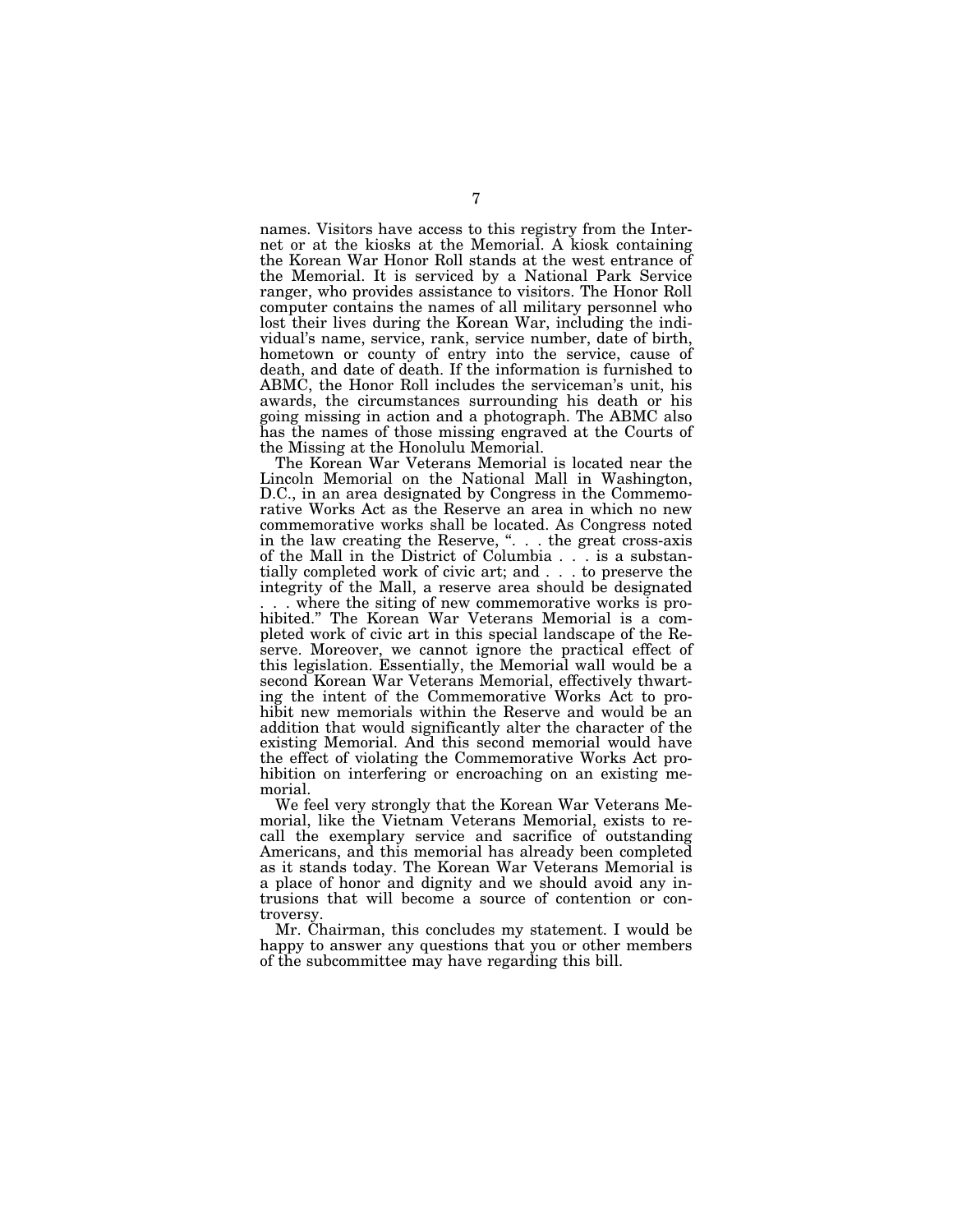names. Visitors have access to this registry from the Internet or at the kiosks at the Memorial. A kiosk containing the Korean War Honor Roll stands at the west entrance of the Memorial. It is serviced by a National Park Service ranger, who provides assistance to visitors. The Honor Roll computer contains the names of all military personnel who lost their lives during the Korean War, including the individual's name, service, rank, service number, date of birth, hometown or county of entry into the service, cause of death, and date of death. If the information is furnished to ABMC, the Honor Roll includes the serviceman's unit, his awards, the circumstances surrounding his death or his going missing in action and a photograph. The ABMC also has the names of those missing engraved at the Courts of the Missing at the Honolulu Memorial.

The Korean War Veterans Memorial is located near the Lincoln Memorial on the National Mall in Washington, D.C., in an area designated by Congress in the Commemorative Works Act as the Reserve an area in which no new commemorative works shall be located. As Congress noted in the law creating the Reserve, ". . . the great cross-axis of the Mall in the District of Columbia . . . is a substantially completed work of civic art; and . . . to preserve the integrity of the Mall, a reserve area should be designated . . . where the siting of new commemorative works is prohibited." The Korean War Veterans Memorial is a completed work of civic art in this special landscape of the Reserve. Moreover, we cannot ignore the practical effect of this legislation. Essentially, the Memorial wall would be a second Korean War Veterans Memorial, effectively thwarting the intent of the Commemorative Works Act to prohibit new memorials within the Reserve and would be an addition that would significantly alter the character of the existing Memorial. And this second memorial would have the effect of violating the Commemorative Works Act prohibition on interfering or encroaching on an existing memorial.

We feel very strongly that the Korean War Veterans Memorial, like the Vietnam Veterans Memorial, exists to recall the exemplary service and sacrifice of outstanding Americans, and this memorial has already been completed as it stands today. The Korean War Veterans Memorial is a place of honor and dignity and we should avoid any intrusions that will become a source of contention or controversy.

Mr. Chairman, this concludes my statement. I would be happy to answer any questions that you or other members of the subcommittee may have regarding this bill.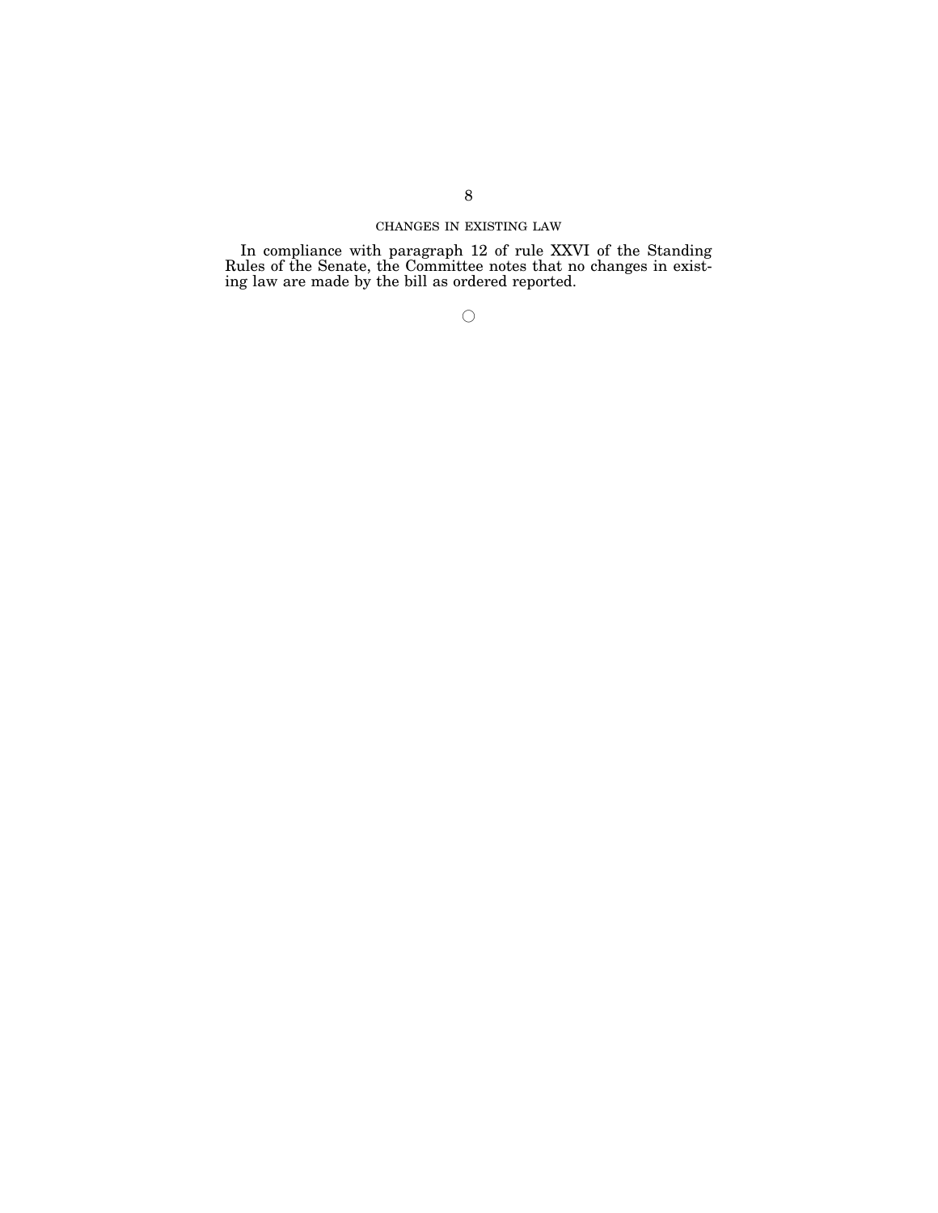## CHANGES IN EXISTING LAW

In compliance with paragraph 12 of rule XXVI of the Standing Rules of the Senate, the Committee notes that no changes in existing law are made by the bill as ordered reported.